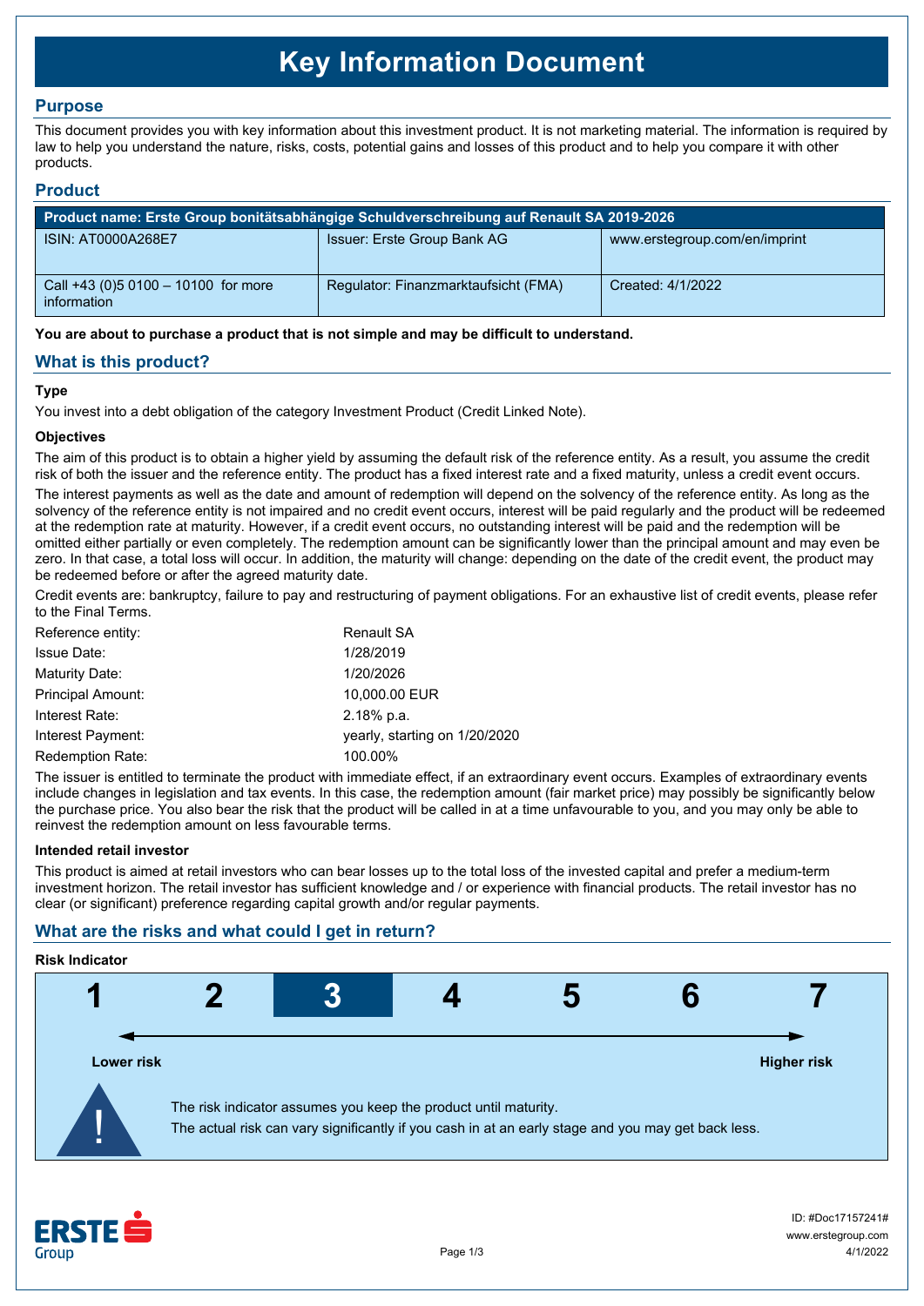# Key Information Document

## Purpose

This document provides you with key information about this investment product. It is not marketing material. The information is required by law to help you understand the nature, risks, costs, potential gains and losses of this product and to help you compare it with other products.

## Product

| Product name: Erste Group bonitätsabhängige Schuldverschreibung auf Renault SA 2019-2026 | | |
|---|---|---|
| ISIN: AT0000A268E7 | Issuer: Erste Group Bank AG | www.erstegroup.com/en/imprint |
| Call +43 (0)5 0100 – 10100 for more information | Regulator: Finanzmarktaufsicht (FMA) | Created: 4/1/2022 |

**You are about to purchase a product that is not simple and may be difficult to understand.**

## What is this product?

### Type

You invest into a debt obligation of the category Investment Product (Credit Linked Note).

### Objectives

The aim of this product is to obtain a higher yield by assuming the default risk of the reference entity. As a result, you assume the credit risk of both the issuer and the reference entity. The product has a fixed interest rate and a fixed maturity, unless a credit event occurs.

The interest payments as well as the date and amount of redemption will depend on the solvency of the reference entity. As long as the solvency of the reference entity is not impaired and no credit event occurs, interest will be paid regularly and the product will be redeemed at the redemption rate at maturity. However, if a credit event occurs, no outstanding interest will be paid and the redemption will be omitted either partially or even completely. The redemption amount can be significantly lower than the principal amount and may even be zero. In that case, a total loss will occur. In addition, the maturity will change: depending on the date of the credit event, the product may be redeemed before or after the agreed maturity date.

Credit events are: bankruptcy, failure to pay and restructuring of payment obligations. For an exhaustive list of credit events, please refer to the Final Terms.

| | |
|---|---|
| Reference entity: | Renault SA |
| Issue Date: | 1/28/2019 |
| Maturity Date: | 1/20/2026 |
| Principal Amount: | 10,000.00 EUR |
| Interest Rate: | 2.18% p.a. |
| Interest Payment: | yearly, starting on 1/20/2020 |
| Redemption Rate: | 100.00% |

The issuer is entitled to terminate the product with immediate effect, if an extraordinary event occurs. Examples of extraordinary events include changes in legislation and tax events. In this case, the redemption amount (fair market price) may possibly be significantly below the purchase price. You also bear the risk that the product will be called in at a time unfavourable to you, and you may only be able to reinvest the redemption amount on less favourable terms.

### Intended retail investor

This product is aimed at retail investors who can bear losses up to the total loss of the invested capital and prefer a medium-term investment horizon. The retail investor has sufficient knowledge and / or experience with financial products. The retail investor has no clear (or significant) preference regarding capital growth and/or regular payments.

## What are the risks and what could I get in return?

### Risk Indicator

| 1 | 2 | **3** | 4 | 5 | 6 | 7 |
|---|---|---|---|---|---|---|

Lower risk ← → Higher risk

The risk indicator assumes you keep the product until maturity.
The actual risk can vary significantly if you cash in at an early stage and you may get back less.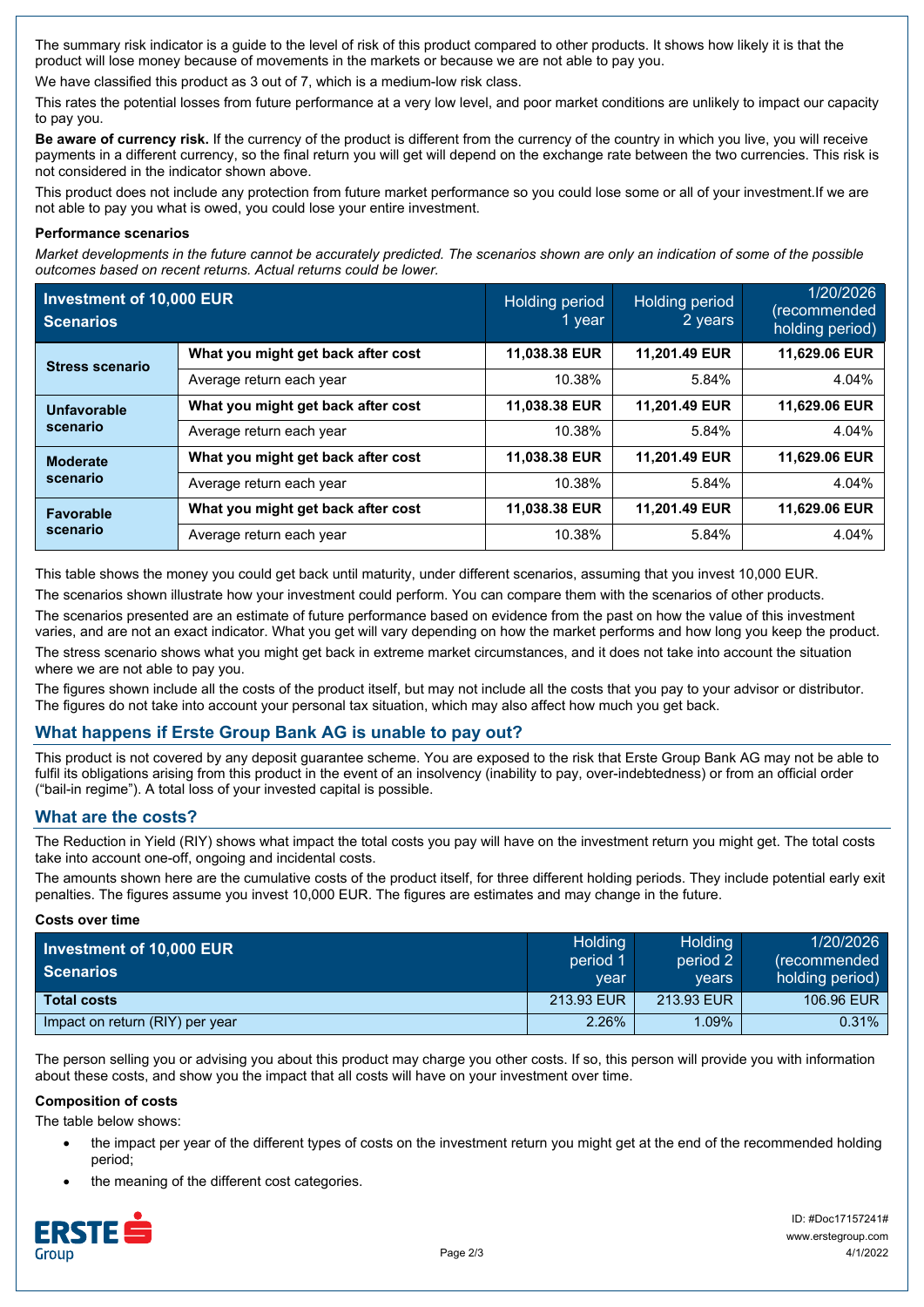The summary risk indicator is a guide to the level of risk of this product compared to other products. It shows how likely it is that the product will lose money because of movements in the markets or because we are not able to pay you.

We have classified this product as 3 out of 7, which is a medium-low risk class.

This rates the potential losses from future performance at a very low level, and poor market conditions are unlikely to impact our capacity to pay you.

**Be aware of currency risk.** If the currency of the product is different from the currency of the country in which you live, you will receive payments in a different currency, so the final return you will get will depend on the exchange rate between the two currencies. This risk is not considered in the indicator shown above.

This product does not include any protection from future market performance so you could lose some or all of your investment.If we are not able to pay you what is owed, you could lose your entire investment.

**Performance scenarios**

*Market developments in the future cannot be accurately predicted. The scenarios shown are only an indication of some of the possible outcomes based on recent returns. Actual returns could be lower.*

| Investment of 10,000 EUR Scenarios | | Holding period 1 year | Holding period 2 years | 1/20/2026 (recommended holding period) |
|---|---|---|---|---|
| **Stress scenario** | **What you might get back after cost** | **11,038.38 EUR** | **11,201.49 EUR** | **11,629.06 EUR** |
| | Average return each year | 10.38% | 5.84% | 4.04% |
| **Unfavorable scenario** | **What you might get back after cost** | **11,038.38 EUR** | **11,201.49 EUR** | **11,629.06 EUR** |
| | Average return each year | 10.38% | 5.84% | 4.04% |
| **Moderate scenario** | **What you might get back after cost** | **11,038.38 EUR** | **11,201.49 EUR** | **11,629.06 EUR** |
| | Average return each year | 10.38% | 5.84% | 4.04% |
| **Favorable scenario** | **What you might get back after cost** | **11,038.38 EUR** | **11,201.49 EUR** | **11,629.06 EUR** |
| | Average return each year | 10.38% | 5.84% | 4.04% |

This table shows the money you could get back until maturity, under different scenarios, assuming that you invest 10,000 EUR.

The scenarios shown illustrate how your investment could perform. You can compare them with the scenarios of other products.

The scenarios presented are an estimate of future performance based on evidence from the past on how the value of this investment varies, and are not an exact indicator. What you get will vary depending on how the market performs and how long you keep the product.

The stress scenario shows what you might get back in extreme market circumstances, and it does not take into account the situation where we are not able to pay you.

The figures shown include all the costs of the product itself, but may not include all the costs that you pay to your advisor or distributor. The figures do not take into account your personal tax situation, which may also affect how much you get back.

## What happens if Erste Group Bank AG is unable to pay out?

This product is not covered by any deposit guarantee scheme. You are exposed to the risk that Erste Group Bank AG may not be able to fulfil its obligations arising from this product in the event of an insolvency (inability to pay, over-indebtedness) or from an official order ("bail-in regime"). A total loss of your invested capital is possible.

## What are the costs?

The Reduction in Yield (RIY) shows what impact the total costs you pay will have on the investment return you might get. The total costs take into account one-off, ongoing and incidental costs.

The amounts shown here are the cumulative costs of the product itself, for three different holding periods. They include potential early exit penalties. The figures assume you invest 10,000 EUR. The figures are estimates and may change in the future.

**Costs over time**

| Investment of 10,000 EUR Scenarios | Holding period 1 year | Holding period 2 years | 1/20/2026 (recommended holding period) |
|---|---|---|---|
| **Total costs** | 213.93 EUR | 213.93 EUR | 106.96 EUR |
| Impact on return (RIY) per year | 2.26% | 1.09% | 0.31% |

The person selling you or advising you about this product may charge you other costs. If so, this person will provide you with information about these costs, and show you the impact that all costs will have on your investment over time.

**Composition of costs**

The table below shows:

- the impact per year of the different types of costs on the investment return you might get at the end of the recommended holding period;
- the meaning of the different cost categories.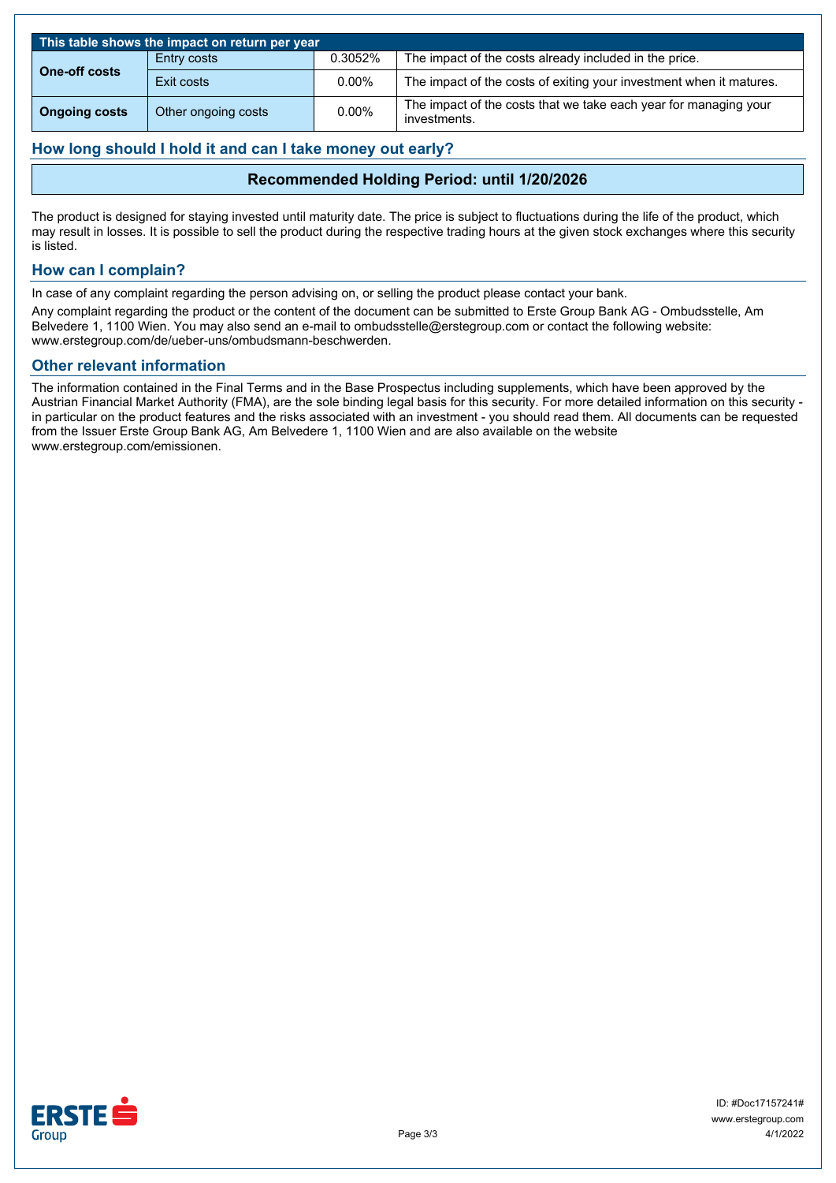| This table shows the impact on return per year | | | |
|---|---|---|---|
| **One-off costs** | Entry costs | 0.3052% | The impact of the costs already included in the price. |
| | Exit costs | 0.00% | The impact of the costs of exiting your investment when it matures. |
| **Ongoing costs** | Other ongoing costs | 0.00% | The impact of the costs that we take each year for managing your investments. |

## How long should I hold it and can I take money out early?

**Recommended Holding Period: until 1/20/2026**

The product is designed for staying invested until maturity date. The price is subject to fluctuations during the life of the product, which may result in losses. It is possible to sell the product during the respective trading hours at the given stock exchanges where this security is listed.

## How can I complain?

In case of any complaint regarding the person advising on, or selling the product please contact your bank.

Any complaint regarding the product or the content of the document can be submitted to Erste Group Bank AG - Ombudsstelle, Am Belvedere 1, 1100 Wien. You may also send an e-mail to ombudsstelle@erstegroup.com or contact the following website: www.erstegroup.com/de/ueber-uns/ombudsmann-beschwerden.

## Other relevant information

The information contained in the Final Terms and in the Base Prospectus including supplements, which have been approved by the Austrian Financial Market Authority (FMA), are the sole binding legal basis for this security. For more detailed information on this security - in particular on the product features and the risks associated with an investment - you should read them. All documents can be requested from the Issuer Erste Group Bank AG, Am Belvedere 1, 1100 Wien and are also available on the website www.erstegroup.com/emissionen.

ID: #Doc17157241#
www.erstegroup.com
4/1/2022